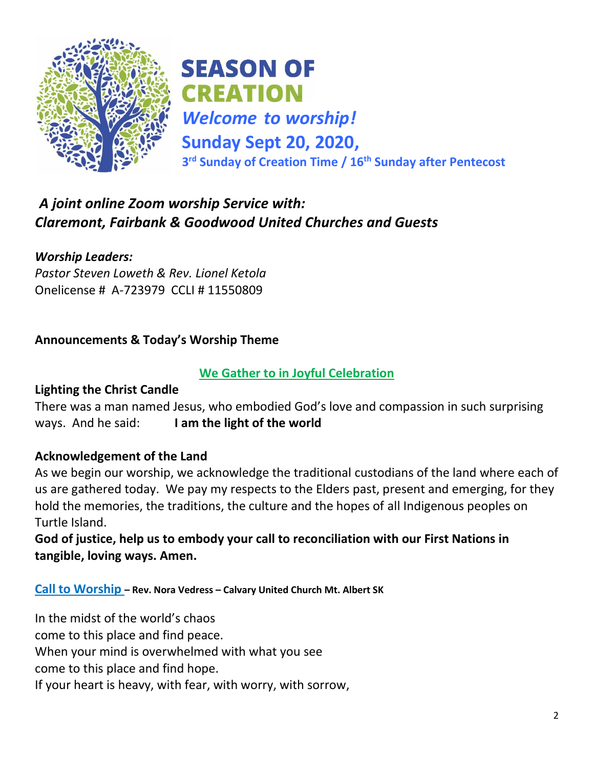# SEASON OF CREATION

***Welcome to worship!***

**Sunday Sept 20, 2020,**

**3rd Sunday of Creation Time / 16th Sunday after Pentecost**

***A joint online Zoom worship Service with:***
***Claremont, Fairbank & Goodwood United Churches and Guests***

***Worship Leaders:***
*Pastor Steven Loweth & Rev. Lionel Ketola*
Onelicense # A-723979 CCLI # 11550809

**Announcements & Today's Worship Theme**

## We Gather to in Joyful Celebration

**Lighting the Christ Candle**
There was a man named Jesus, who embodied God's love and compassion in such surprising ways. And he said: **I am the light of the world**

**Acknowledgement of the Land**
As we begin our worship, we acknowledge the traditional custodians of the land where each of us are gathered today. We pay my respects to the Elders past, present and emerging, for they hold the memories, the traditions, the culture and the hopes of all Indigenous peoples on Turtle Island.
**God of justice, help us to embody your call to reconciliation with our First Nations in tangible, loving ways. Amen.**

Call to Worship **– Rev. Nora Vedress – Calvary United Church Mt. Albert SK**

In the midst of the world's chaos
come to this place and find peace.
When your mind is overwhelmed with what you see
come to this place and find hope.
If your heart is heavy, with fear, with worry, with sorrow,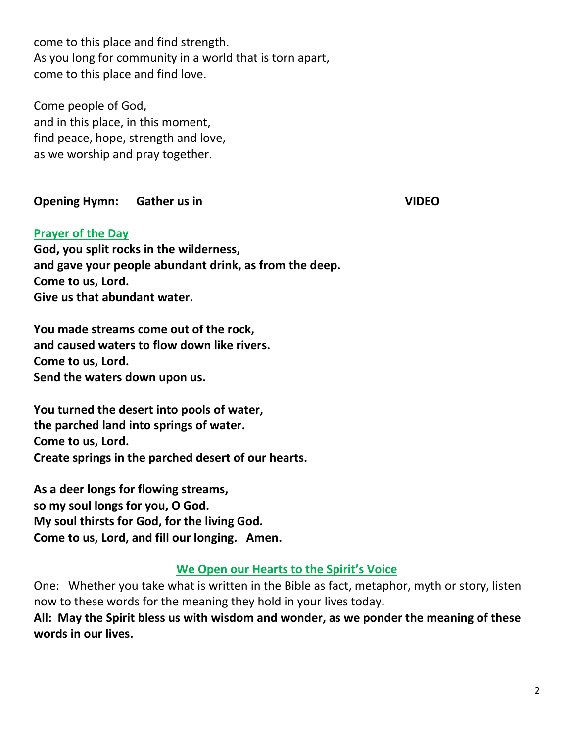come to this place and find strength.
As you long for community in a world that is torn apart,
come to this place and find love.

Come people of God,
and in this place, in this moment,
find peace, hope, strength and love,
as we worship and pray together.

**Opening Hymn: Gather us in** **VIDEO**

## Prayer of the Day

**God, you split rocks in the wilderness,**
**and gave your people abundant drink, as from the deep.**
**Come to us, Lord.**
**Give us that abundant water.**

**You made streams come out of the rock,**
**and caused waters to flow down like rivers.**
**Come to us, Lord.**
**Send the waters down upon us.**

**You turned the desert into pools of water,**
**the parched land into springs of water.**
**Come to us, Lord.**
**Create springs in the parched desert of our hearts.**

**As a deer longs for flowing streams,**
**so my soul longs for you, O God.**
**My soul thirsts for God, for the living God.**
**Come to us, Lord, and fill our longing. Amen.**

## We Open our Hearts to the Spirit's Voice

One: Whether you take what is written in the Bible as fact, metaphor, myth or story, listen now to these words for the meaning they hold in your lives today.

**All: May the Spirit bless us with wisdom and wonder, as we ponder the meaning of these words in our lives.**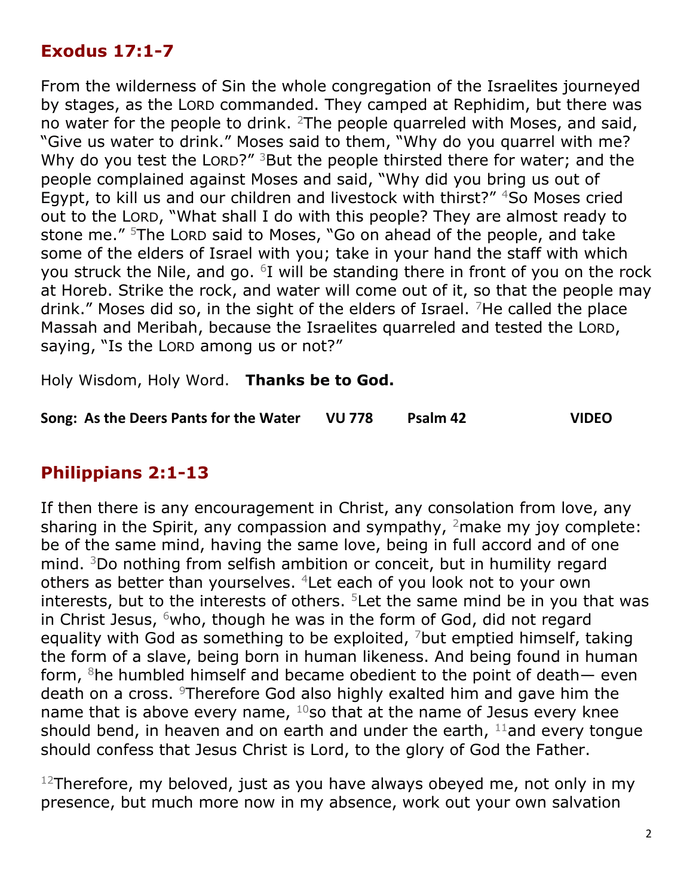## Exodus 17:1-7

From the wilderness of Sin the whole congregation of the Israelites journeyed by stages, as the LORD commanded. They camped at Rephidim, but there was no water for the people to drink. [2]The people quarreled with Moses, and said, "Give us water to drink." Moses said to them, "Why do you quarrel with me? Why do you test the LORD?" [3]But the people thirsted there for water; and the people complained against Moses and said, "Why did you bring us out of Egypt, to kill us and our children and livestock with thirst?" [4]So Moses cried out to the LORD, "What shall I do with this people? They are almost ready to stone me." [5]The LORD said to Moses, "Go on ahead of the people, and take some of the elders of Israel with you; take in your hand the staff with which you struck the Nile, and go. [6]I will be standing there in front of you on the rock at Horeb. Strike the rock, and water will come out of it, so that the people may drink." Moses did so, in the sight of the elders of Israel. [7]He called the place Massah and Meribah, because the Israelites quarreled and tested the LORD, saying, "Is the LORD among us or not?"

Holy Wisdom, Holy Word. **Thanks be to God.**

**Song: As the Deers Pants for the Water VU 778 Psalm 42 VIDEO**

## Philippians 2:1-13

If then there is any encouragement in Christ, any consolation from love, any sharing in the Spirit, any compassion and sympathy, [2]make my joy complete: be of the same mind, having the same love, being in full accord and of one mind. [3]Do nothing from selfish ambition or conceit, but in humility regard others as better than yourselves. [4]Let each of you look not to your own interests, but to the interests of others. [5]Let the same mind be in you that was in Christ Jesus, [6]who, though he was in the form of God, did not regard equality with God as something to be exploited, [7]but emptied himself, taking the form of a slave, being born in human likeness. And being found in human form, [8]he humbled himself and became obedient to the point of death— even death on a cross. [9]Therefore God also highly exalted him and gave him the name that is above every name, [10]so that at the name of Jesus every knee should bend, in heaven and on earth and under the earth, [11]and every tongue should confess that Jesus Christ is Lord, to the glory of God the Father.

[12]Therefore, my beloved, just as you have always obeyed me, not only in my presence, but much more now in my absence, work out your own salvation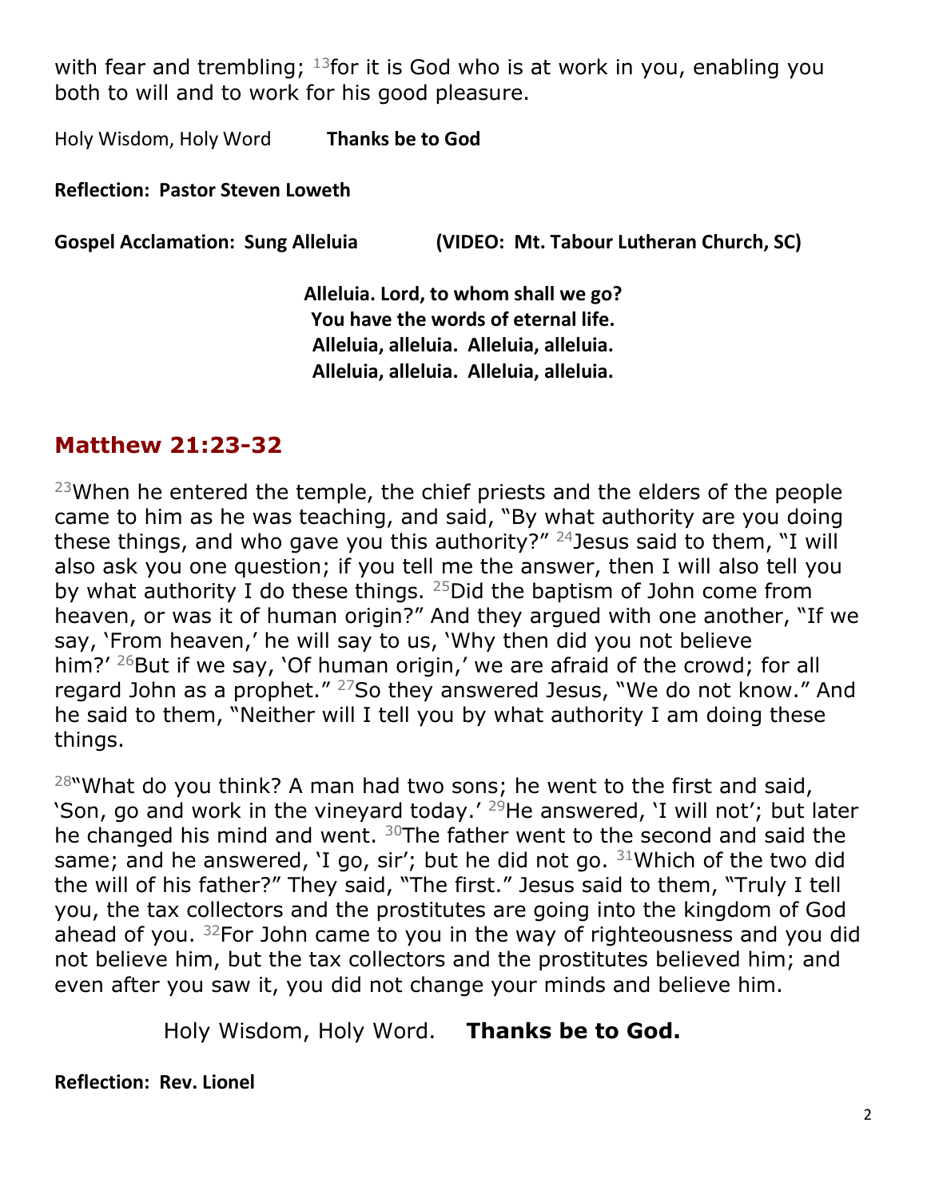with fear and trembling; [13]for it is God who is at work in you, enabling you both to will and to work for his good pleasure.

Holy Wisdom, Holy Word **Thanks be to God**

**Reflection: Pastor Steven Loweth**

**Gospel Acclamation: Sung Alleluia (VIDEO: Mt. Tabour Lutheran Church, SC)**

**Alleluia. Lord, to whom shall we go?**
**You have the words of eternal life.**
**Alleluia, alleluia. Alleluia, alleluia.**
**Alleluia, alleluia. Alleluia, alleluia.**

## Matthew 21:23-32

[23]When he entered the temple, the chief priests and the elders of the people came to him as he was teaching, and said, "By what authority are you doing these things, and who gave you this authority?" [24]Jesus said to them, "I will also ask you one question; if you tell me the answer, then I will also tell you by what authority I do these things. [25]Did the baptism of John come from heaven, or was it of human origin?" And they argued with one another, "If we say, 'From heaven,' he will say to us, 'Why then did you not believe him?' [26]But if we say, 'Of human origin,' we are afraid of the crowd; for all regard John as a prophet." [27]So they answered Jesus, "We do not know." And he said to them, "Neither will I tell you by what authority I am doing these things.

[28]"What do you think? A man had two sons; he went to the first and said, 'Son, go and work in the vineyard today.' [29]He answered, 'I will not'; but later he changed his mind and went. [30]The father went to the second and said the same; and he answered, 'I go, sir'; but he did not go. [31]Which of the two did the will of his father?" They said, "The first." Jesus said to them, "Truly I tell you, the tax collectors and the prostitutes are going into the kingdom of God ahead of you. [32]For John came to you in the way of righteousness and you did not believe him, but the tax collectors and the prostitutes believed him; and even after you saw it, you did not change your minds and believe him.

Holy Wisdom, Holy Word. **Thanks be to God.**

**Reflection: Rev. Lionel**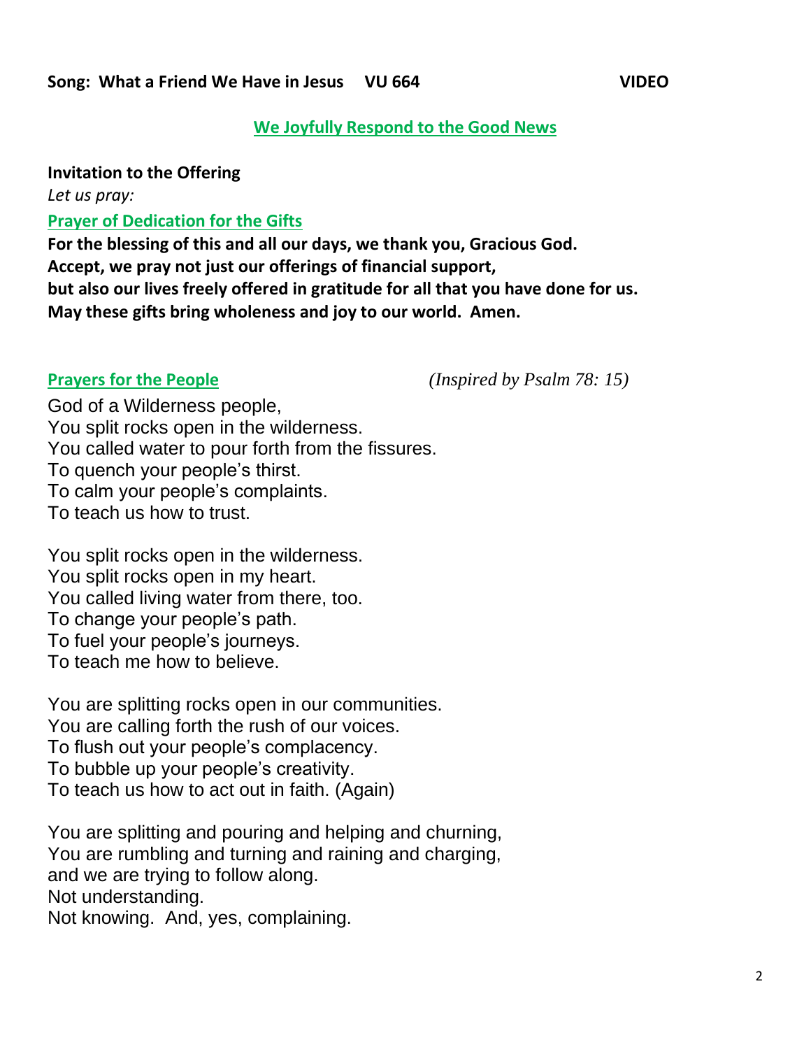**Song: What a Friend We Have in Jesus VU 664** **VIDEO**

## We Joyfully Respond to the Good News

**Invitation to the Offering**

*Let us pray:*

**Prayer of Dedication for the Gifts**

**For the blessing of this and all our days, we thank you, Gracious God.**
**Accept, we pray not just our offerings of financial support,**
**but also our lives freely offered in gratitude for all that you have done for us.**
**May these gifts bring wholeness and joy to our world. Amen.**

**Prayers for the People** *(Inspired by Psalm 78: 15)*

God of a Wilderness people,
You split rocks open in the wilderness.
You called water to pour forth from the fissures.
To quench your people's thirst.
To calm your people's complaints.
To teach us how to trust.

You split rocks open in the wilderness.
You split rocks open in my heart.
You called living water from there, too.
To change your people's path.
To fuel your people's journeys.
To teach me how to believe.

You are splitting rocks open in our communities.
You are calling forth the rush of our voices.
To flush out your people's complacency.
To bubble up your people's creativity.
To teach us how to act out in faith. (Again)

You are splitting and pouring and helping and churning,
You are rumbling and turning and raining and charging,
and we are trying to follow along.
Not understanding.
Not knowing. And, yes, complaining.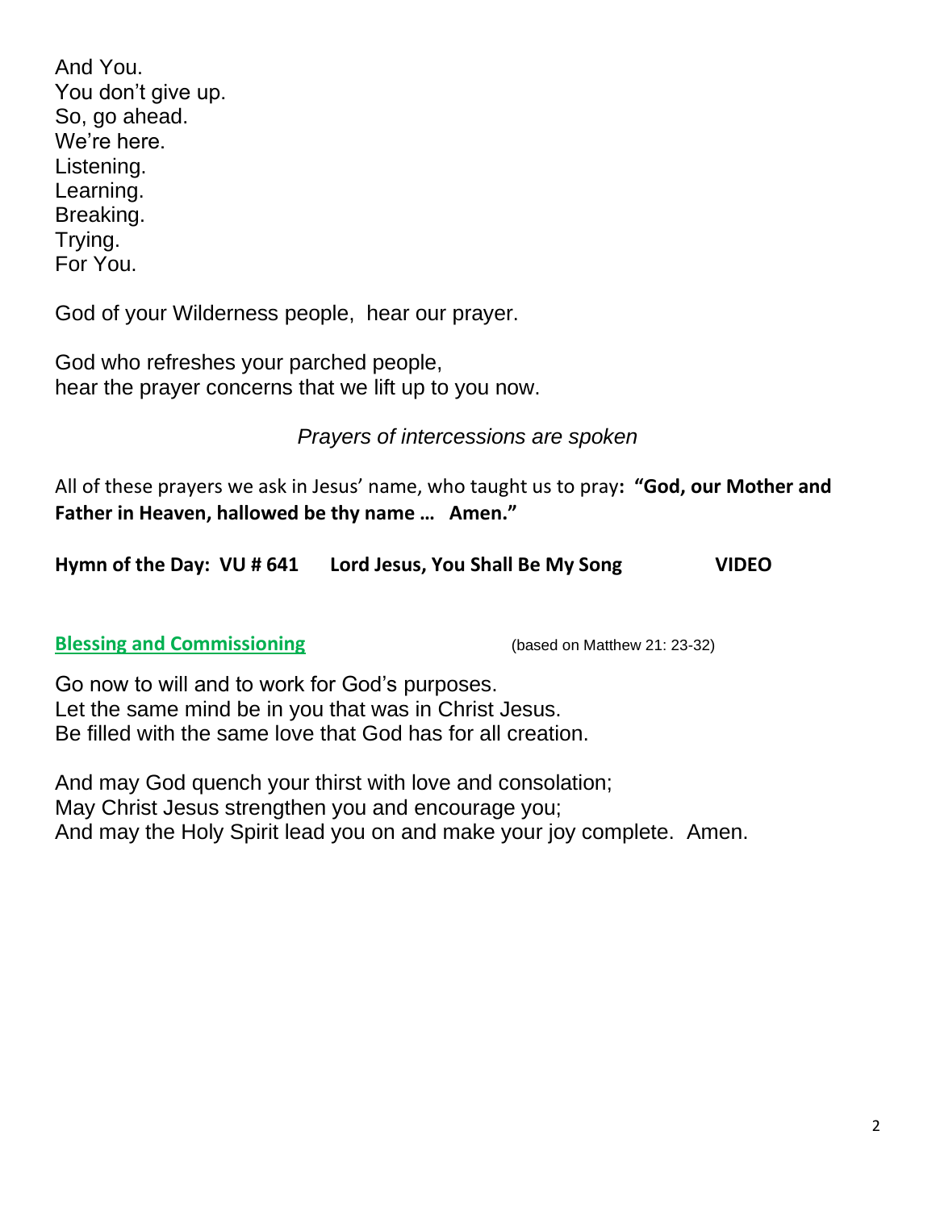And You.  
You don't give up.  
So, go ahead.  
We're here.  
Listening.  
Learning.  
Breaking.  
Trying.  
For You.

God of your Wilderness people, hear our prayer.

God who refreshes your parched people,  
hear the prayer concerns that we lift up to you now.

*Prayers of intercessions are spoken*

All of these prayers we ask in Jesus' name, who taught us to pray**: "God, our Mother and Father in Heaven, hallowed be thy name … Amen."**

**Hymn of the Day: VU # 641 Lord Jesus, You Shall Be My Song VIDEO**

**Blessing and Commissioning** (based on Matthew 21: 23-32)

Go now to will and to work for God's purposes.  
Let the same mind be in you that was in Christ Jesus.  
Be filled with the same love that God has for all creation.

And may God quench your thirst with love and consolation;  
May Christ Jesus strengthen you and encourage you;  
And may the Holy Spirit lead you on and make your joy complete. Amen.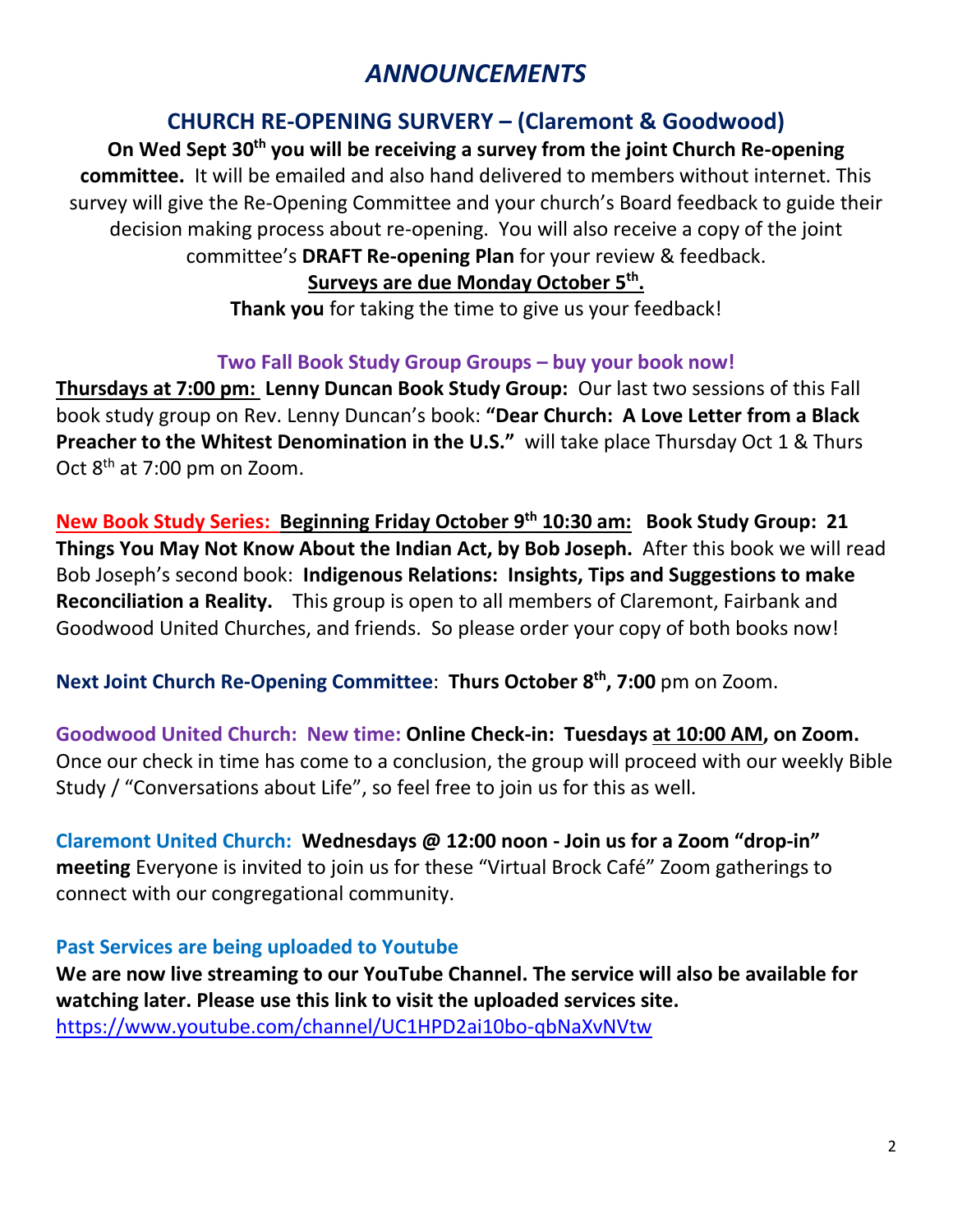# *ANNOUNCEMENTS*

## CHURCH RE-OPENING SURVERY – (Claremont & Goodwood)

**On Wed Sept 30th you will be receiving a survey from the joint Church Re-opening committee.** It will be emailed and also hand delivered to members without internet. This survey will give the Re-Opening Committee and your church's Board feedback to guide their decision making process about re-opening. You will also receive a copy of the joint committee's **DRAFT Re-opening Plan** for your review & feedback.

**Surveys are due Monday October 5th.**

**Thank you** for taking the time to give us your feedback!

### Two Fall Book Study Group Groups – buy your book now!

**Thursdays at 7:00 pm: Lenny Duncan Book Study Group:** Our last two sessions of this Fall book study group on Rev. Lenny Duncan's book: **"Dear Church: A Love Letter from a Black Preacher to the Whitest Denomination in the U.S."** will take place Thursday Oct 1 & Thurs Oct 8th at 7:00 pm on Zoom.

**New Book Study Series: Beginning Friday October 9th 10:30 am: Book Study Group: 21 Things You May Not Know About the Indian Act, by Bob Joseph.** After this book we will read Bob Joseph's second book: **Indigenous Relations: Insights, Tips and Suggestions to make Reconciliation a Reality.** This group is open to all members of Claremont, Fairbank and Goodwood United Churches, and friends. So please order your copy of both books now!

**Next Joint Church Re-Opening Committee**: **Thurs October 8th, 7:00** pm on Zoom.

**Goodwood United Church: New time: Online Check-in: Tuesdays at 10:00 AM, on Zoom.** Once our check in time has come to a conclusion, the group will proceed with our weekly Bible Study / "Conversations about Life", so feel free to join us for this as well.

**Claremont United Church: Wednesdays @ 12:00 noon - Join us for a Zoom "drop-in" meeting** Everyone is invited to join us for these "Virtual Brock Café" Zoom gatherings to connect with our congregational community.

**Past Services are being uploaded to Youtube**

**We are now live streaming to our YouTube Channel. The service will also be available for watching later. Please use this link to visit the uploaded services site.**
https://www.youtube.com/channel/UC1HPD2ai10bo-qbNaXvNVtw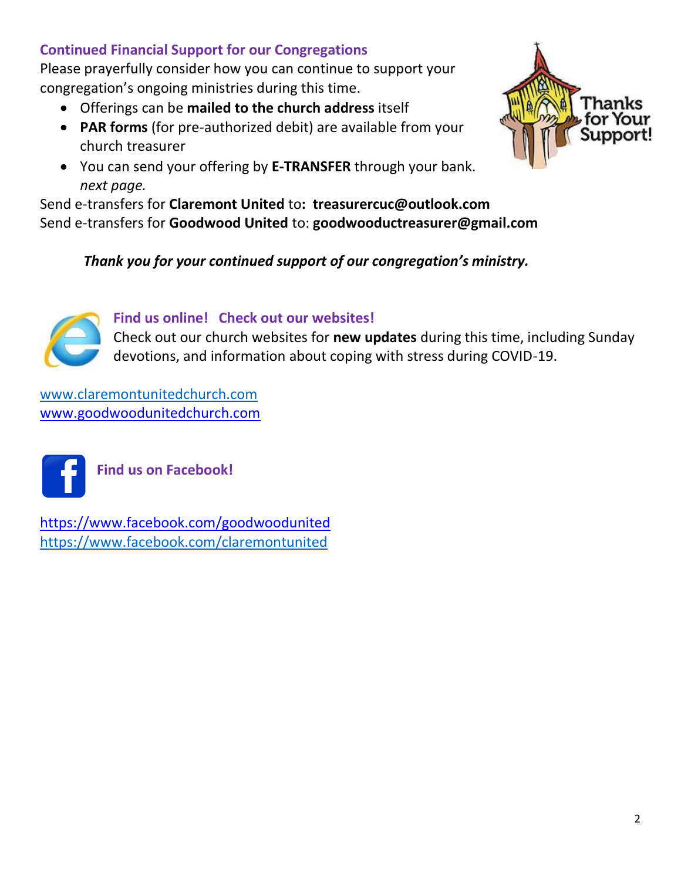## Continued Financial Support for our Congregations

Please prayerfully consider how you can continue to support your congregation's ongoing ministries during this time.

- Offerings can be **mailed to the church address** itself
- **PAR forms** (for pre-authorized debit) are available from your church treasurer
- You can send your offering by **E-TRANSFER** through your bank. *next page.*

Send e-transfers for **Claremont United** to**: treasurercuc@outlook.com**
Send e-transfers for **Goodwood United** to: **goodwooductreasurer@gmail.com**

***Thank you for your continued support of our congregation's ministry.***

## Find us online! Check out our websites!

Check out our church websites for **new updates** during this time, including Sunday devotions, and information about coping with stress during COVID-19.

www.claremontunitedchurch.com
www.goodwoodunitedchurch.com

## Find us on Facebook!

https://www.facebook.com/goodwoodunited
https://www.facebook.com/claremontunited